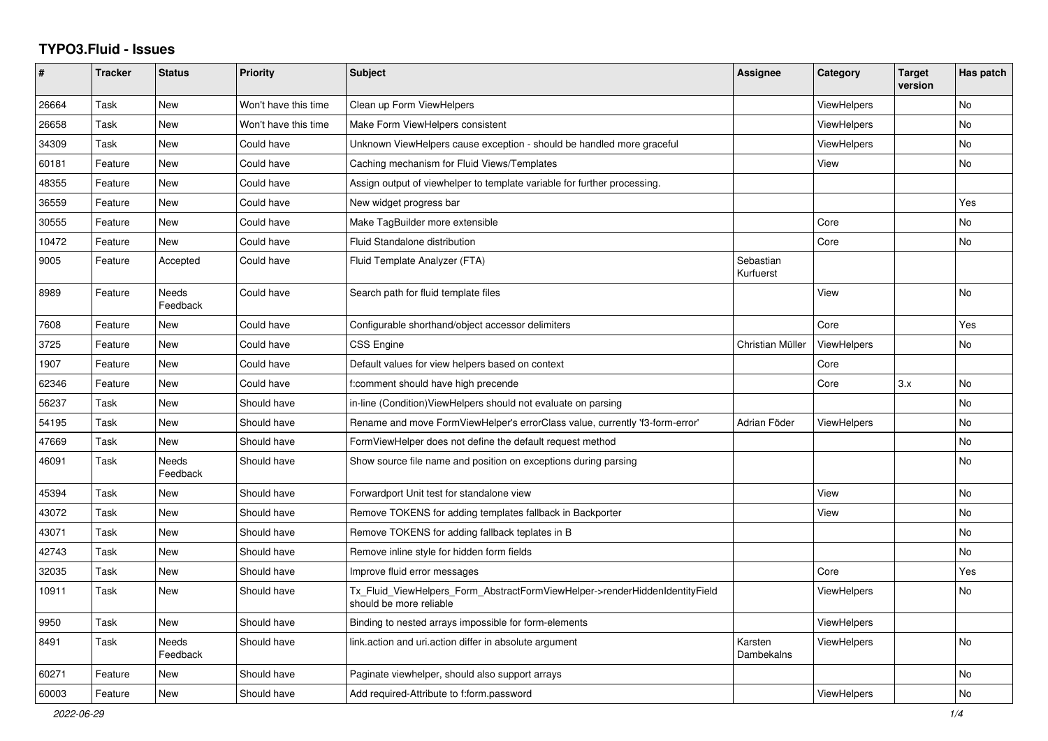# TYPO3.Fluid - Issues

| # | Tracker | Status | Priority | Subject | Assignee | Category | Target version | Has patch |
|---|---|---|---|---|---|---|---|---|
| 26664 | Task | New | Won't have this time | Clean up Form ViewHelpers | | ViewHelpers | | No |
| 26658 | Task | New | Won't have this time | Make Form ViewHelpers consistent | | ViewHelpers | | No |
| 34309 | Task | New | Could have | Unknown ViewHelpers cause exception - should be handled more graceful | | ViewHelpers | | No |
| 60181 | Feature | New | Could have | Caching mechanism for Fluid Views/Templates | | View | | No |
| 48355 | Feature | New | Could have | Assign output of viewhelper to template variable for further processing. | | | | |
| 36559 | Feature | New | Could have | New widget progress bar | | | | Yes |
| 30555 | Feature | New | Could have | Make TagBuilder more extensible | | Core | | No |
| 10472 | Feature | New | Could have | Fluid Standalone distribution | | Core | | No |
| 9005 | Feature | Accepted | Could have | Fluid Template Analyzer (FTA) | Sebastian Kurfuerst | | | |
| 8989 | Feature | Needs Feedback | Could have | Search path for fluid template files | | View | | No |
| 7608 | Feature | New | Could have | Configurable shorthand/object accessor delimiters | | Core | | Yes |
| 3725 | Feature | New | Could have | CSS Engine | Christian Müller | ViewHelpers | | No |
| 1907 | Feature | New | Could have | Default values for view helpers based on context | | Core | | |
| 62346 | Feature | New | Could have | f:comment should have high precende | | Core | 3.x | No |
| 56237 | Task | New | Should have | in-line (Condition)ViewHelpers should not evaluate on parsing | | | | No |
| 54195 | Task | New | Should have | Rename and move FormViewHelper's errorClass value, currently 'f3-form-error' | Adrian Föder | ViewHelpers | | No |
| 47669 | Task | New | Should have | FormViewHelper does not define the default request method | | | | No |
| 46091 | Task | Needs Feedback | Should have | Show source file name and position on exceptions during parsing | | | | No |
| 45394 | Task | New | Should have | Forwardport Unit test for standalone view | | View | | No |
| 43072 | Task | New | Should have | Remove TOKENS for adding templates fallback in Backporter | | View | | No |
| 43071 | Task | New | Should have | Remove TOKENS for adding fallback teplates in B | | | | No |
| 42743 | Task | New | Should have | Remove inline style for hidden form fields | | | | No |
| 32035 | Task | New | Should have | Improve fluid error messages | | Core | | Yes |
| 10911 | Task | New | Should have | Tx_Fluid_ViewHelpers_Form_AbstractFormViewHelper->renderHiddenIdentityField should be more reliable | | ViewHelpers | | No |
| 9950 | Task | New | Should have | Binding to nested arrays impossible for form-elements | | ViewHelpers | | |
| 8491 | Task | Needs Feedback | Should have | link.action and uri.action differ in absolute argument | Karsten Dambekalns | ViewHelpers | | No |
| 60271 | Feature | New | Should have | Paginate viewhelper, should also support arrays | | | | No |
| 60003 | Feature | New | Should have | Add required-Attribute to f:form.password | | ViewHelpers | | No |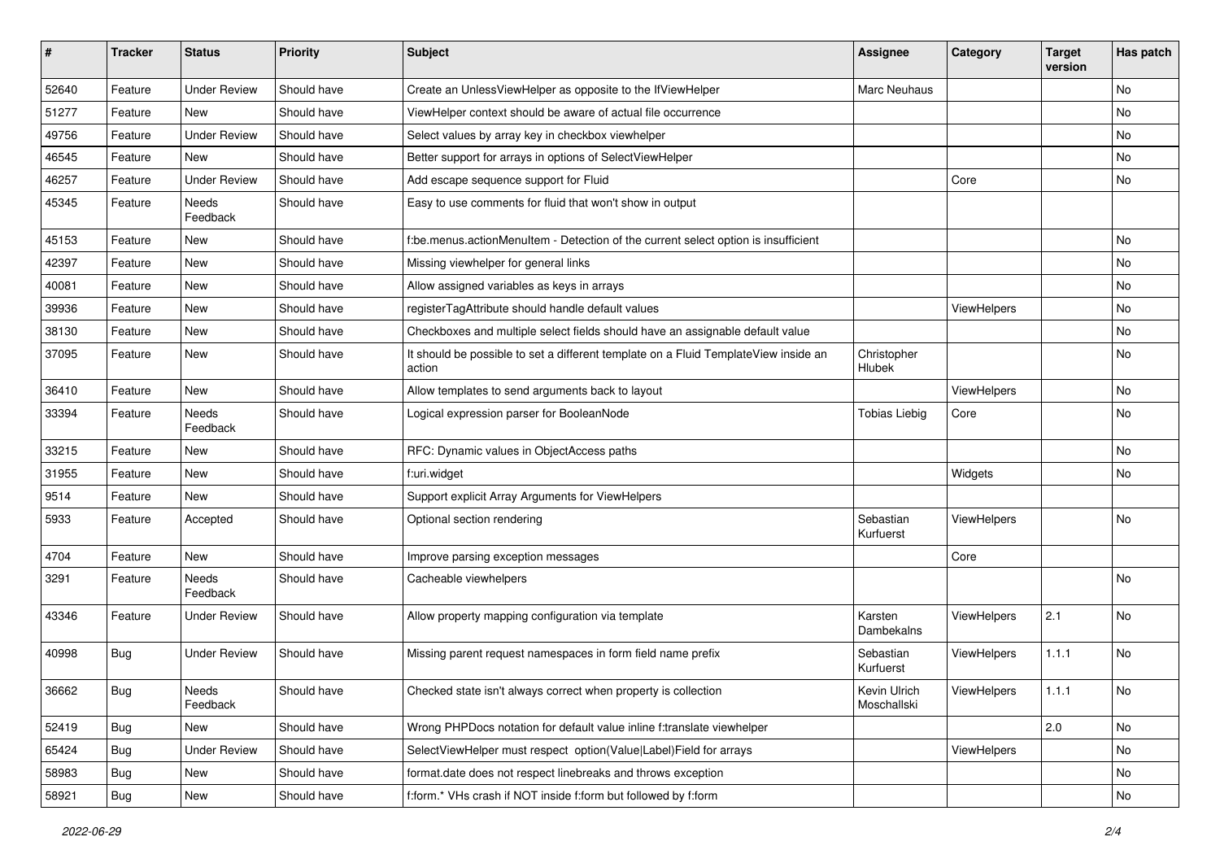| # | Tracker | Status | Priority | Subject | Assignee | Category | Target version | Has patch |
|---|---|---|---|---|---|---|---|---|
| 52640 | Feature | Under Review | Should have | Create an UnlessViewHelper as opposite to the IfViewHelper | Marc Neuhaus | | | No |
| 51277 | Feature | New | Should have | ViewHelper context should be aware of actual file occurrence | | | | No |
| 49756 | Feature | Under Review | Should have | Select values by array key in checkbox viewhelper | | | | No |
| 46545 | Feature | New | Should have | Better support for arrays in options of SelectViewHelper | | | | No |
| 46257 | Feature | Under Review | Should have | Add escape sequence support for Fluid | | Core | | No |
| 45345 | Feature | Needs Feedback | Should have | Easy to use comments for fluid that won't show in output | | | | |
| 45153 | Feature | New | Should have | f:be.menus.actionMenuItem - Detection of the current select option is insufficient | | | | No |
| 42397 | Feature | New | Should have | Missing viewhelper for general links | | | | No |
| 40081 | Feature | New | Should have | Allow assigned variables as keys in arrays | | | | No |
| 39936 | Feature | New | Should have | registerTagAttribute should handle default values | | ViewHelpers | | No |
| 38130 | Feature | New | Should have | Checkboxes and multiple select fields should have an assignable default value | | | | No |
| 37095 | Feature | New | Should have | It should be possible to set a different template on a Fluid TemplateView inside an action | Christopher Hlubek | | | No |
| 36410 | Feature | New | Should have | Allow templates to send arguments back to layout | | ViewHelpers | | No |
| 33394 | Feature | Needs Feedback | Should have | Logical expression parser for BooleanNode | Tobias Liebig | Core | | No |
| 33215 | Feature | New | Should have | RFC: Dynamic values in ObjectAccess paths | | | | No |
| 31955 | Feature | New | Should have | f:uri.widget | | Widgets | | No |
| 9514 | Feature | New | Should have | Support explicit Array Arguments for ViewHelpers | | | | |
| 5933 | Feature | Accepted | Should have | Optional section rendering | Sebastian Kurfuerst | ViewHelpers | | No |
| 4704 | Feature | New | Should have | Improve parsing exception messages | | Core | | |
| 3291 | Feature | Needs Feedback | Should have | Cacheable viewhelpers | | | | No |
| 43346 | Feature | Under Review | Should have | Allow property mapping configuration via template | Karsten Dambekalns | ViewHelpers | 2.1 | No |
| 40998 | Bug | Under Review | Should have | Missing parent request namespaces in form field name prefix | Sebastian Kurfuerst | ViewHelpers | 1.1.1 | No |
| 36662 | Bug | Needs Feedback | Should have | Checked state isn't always correct when property is collection | Kevin Ulrich Moschallski | ViewHelpers | 1.1.1 | No |
| 52419 | Bug | New | Should have | Wrong PHPDocs notation for default value inline f:translate viewhelper | | | 2.0 | No |
| 65424 | Bug | Under Review | Should have | SelectViewHelper must respect option(Value\|Label)Field for arrays | | ViewHelpers | | No |
| 58983 | Bug | New | Should have | format.date does not respect linebreaks and throws exception | | | | No |
| 58921 | Bug | New | Should have | f:form.* VHs crash if NOT inside f:form but followed by f:form | | | | No |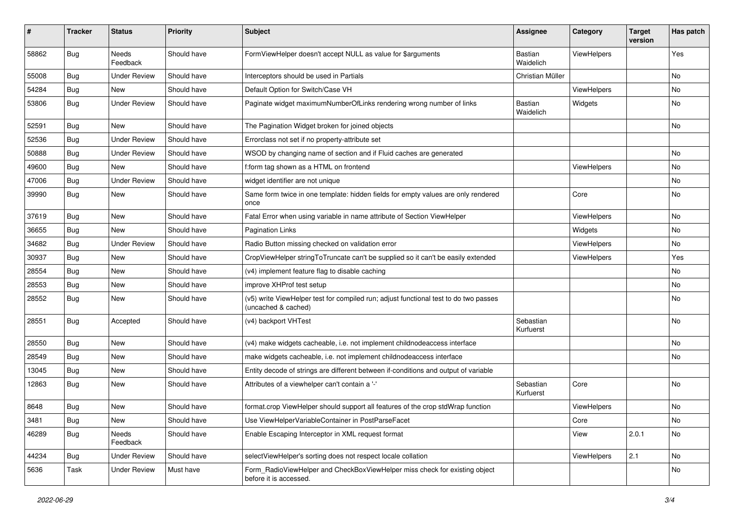| # | Tracker | Status | Priority | Subject | Assignee | Category | Target version | Has patch |
|---|---|---|---|---|---|---|---|---|
| 58862 | Bug | Needs Feedback | Should have | FormViewHelper doesn't accept NULL as value for $arguments | Bastian Waidelich | ViewHelpers | | Yes |
| 55008 | Bug | Under Review | Should have | Interceptors should be used in Partials | Christian Müller | | | No |
| 54284 | Bug | New | Should have | Default Option for Switch/Case VH | | ViewHelpers | | No |
| 53806 | Bug | Under Review | Should have | Paginate widget maximumNumberOfLinks rendering wrong number of links | Bastian Waidelich | Widgets | | No |
| 52591 | Bug | New | Should have | The Pagination Widget broken for joined objects | | | | No |
| 52536 | Bug | Under Review | Should have | Errorclass not set if no property-attribute set | | | | |
| 50888 | Bug | Under Review | Should have | WSOD by changing name of section and if Fluid caches are generated | | | | No |
| 49600 | Bug | New | Should have | f:form tag shown as a HTML on frontend | | ViewHelpers | | No |
| 47006 | Bug | Under Review | Should have | widget identifier are not unique | | | | No |
| 39990 | Bug | New | Should have | Same form twice in one template: hidden fields for empty values are only rendered once | | Core | | No |
| 37619 | Bug | New | Should have | Fatal Error when using variable in name attribute of Section ViewHelper | | ViewHelpers | | No |
| 36655 | Bug | New | Should have | Pagination Links | | Widgets | | No |
| 34682 | Bug | Under Review | Should have | Radio Button missing checked on validation error | | ViewHelpers | | No |
| 30937 | Bug | New | Should have | CropViewHelper stringToTruncate can't be supplied so it can't be easily extended | | ViewHelpers | | Yes |
| 28554 | Bug | New | Should have | (v4) implement feature flag to disable caching | | | | No |
| 28553 | Bug | New | Should have | improve XHProf test setup | | | | No |
| 28552 | Bug | New | Should have | (v5) write ViewHelper test for compiled run; adjust functional test to do two passes (uncached & cached) | | | | No |
| 28551 | Bug | Accepted | Should have | (v4) backport VHTest | Sebastian Kurfuerst | | | No |
| 28550 | Bug | New | Should have | (v4) make widgets cacheable, i.e. not implement childnodeaccess interface | | | | No |
| 28549 | Bug | New | Should have | make widgets cacheable, i.e. not implement childnodeaccess interface | | | | No |
| 13045 | Bug | New | Should have | Entity decode of strings are different between if-conditions and output of variable | | | | |
| 12863 | Bug | New | Should have | Attributes of a viewhelper can't contain a '-' | Sebastian Kurfuerst | Core | | No |
| 8648 | Bug | New | Should have | format.crop ViewHelper should support all features of the crop stdWrap function | | ViewHelpers | | No |
| 3481 | Bug | New | Should have | Use ViewHelperVariableContainer in PostParseFacet | | Core | | No |
| 46289 | Bug | Needs Feedback | Should have | Enable Escaping Interceptor in XML request format | | View | 2.0.1 | No |
| 44234 | Bug | Under Review | Should have | selectViewHelper's sorting does not respect locale collation | | ViewHelpers | 2.1 | No |
| 5636 | Task | Under Review | Must have | Form_RadioViewHelper and CheckBoxViewHelper miss check for existing object before it is accessed. | | | | No |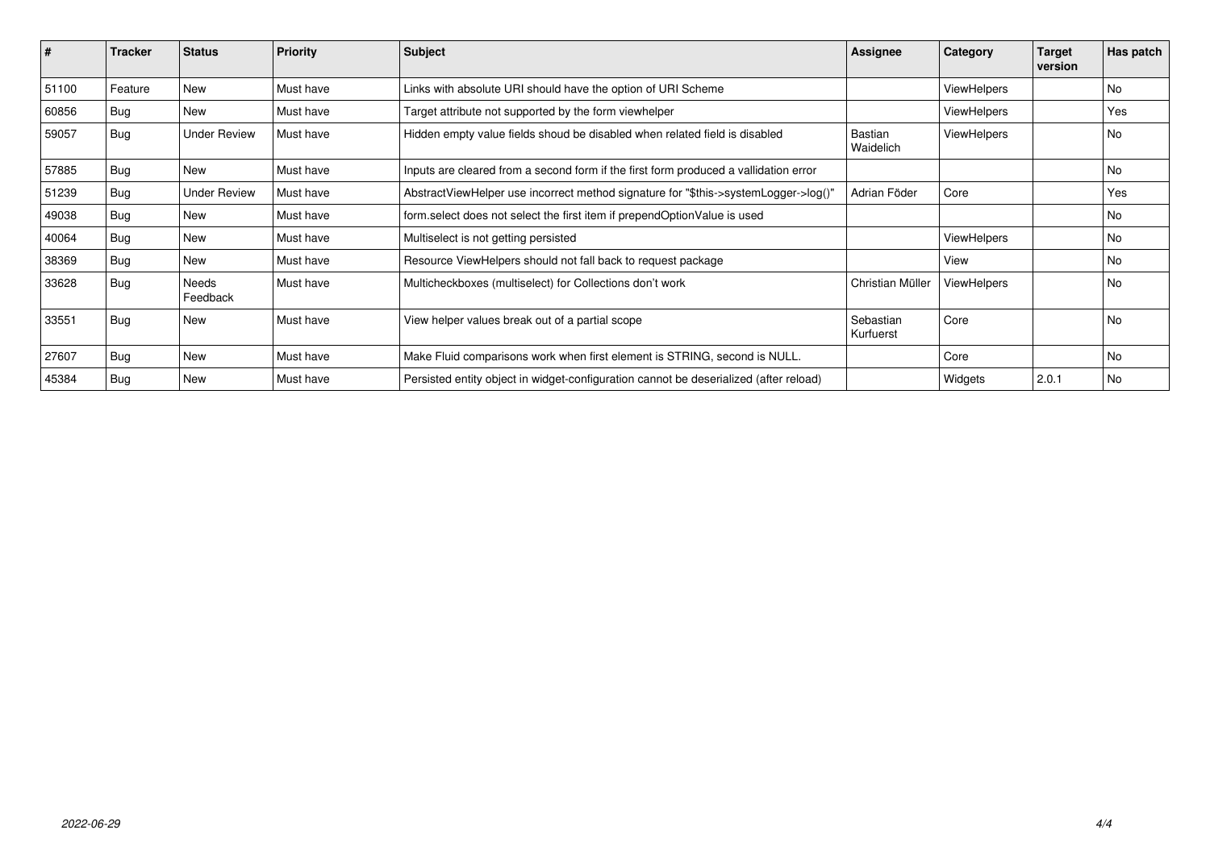| # | Tracker | Status | Priority | Subject | Assignee | Category | Target version | Has patch |
|---|---|---|---|---|---|---|---|---|
| 51100 | Feature | New | Must have | Links with absolute URI should have the option of URI Scheme | | ViewHelpers | | No |
| 60856 | Bug | New | Must have | Target attribute not supported by the form viewhelper | | ViewHelpers | | Yes |
| 59057 | Bug | Under Review | Must have | Hidden empty value fields shoud be disabled when related field is disabled | Bastian Waidelich | ViewHelpers | | No |
| 57885 | Bug | New | Must have | Inputs are cleared from a second form if the first form produced a vallidation error | | | | No |
| 51239 | Bug | Under Review | Must have | AbstractViewHelper use incorrect method signature for "$this->systemLogger->log()" | Adrian Föder | Core | | Yes |
| 49038 | Bug | New | Must have | form.select does not select the first item if prependOptionValue is used | | | | No |
| 40064 | Bug | New | Must have | Multiselect is not getting persisted | | ViewHelpers | | No |
| 38369 | Bug | New | Must have | Resource ViewHelpers should not fall back to request package | | View | | No |
| 33628 | Bug | Needs Feedback | Must have | Multicheckboxes (multiselect) for Collections don't work | Christian Müller | ViewHelpers | | No |
| 33551 | Bug | New | Must have | View helper values break out of a partial scope | Sebastian Kurfuerst | Core | | No |
| 27607 | Bug | New | Must have | Make Fluid comparisons work when first element is STRING, second is NULL. | | Core | | No |
| 45384 | Bug | New | Must have | Persisted entity object in widget-configuration cannot be deserialized (after reload) | | Widgets | 2.0.1 | No |

*2022-06-29*